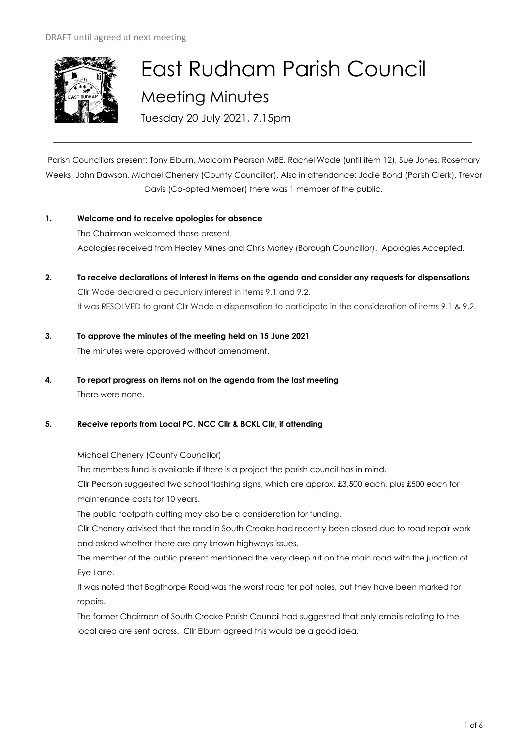DRAFT until agreed at next meeting

# East Rudham Parish Council

## Meeting Minutes

Tuesday 20 July 2021, 7.15pm

Parish Councillors present: Tony Elburn, Malcolm Pearson MBE, Rachel Wade (until item 12), Sue Jones, Rosemary Weeks, John Dawson, Michael Chenery (County Councillor). Also in attendance: Jodie Bond (Parish Clerk), Trevor Davis (Co-opted Member) there was 1 member of the public.

**1. Welcome and to receive apologies for absence**

The Chairman welcomed those present.

Apologies received from Hedley Mines and Chris Morley (Borough Councillor). Apologies Accepted.

**2. To receive declarations of interest in items on the agenda and consider any requests for dispensations**

Cllr Wade declared a pecuniary interest in items 9.1 and 9.2.

It was RESOLVED to grant Cllr Wade a dispensation to participate in the consideration of items 9.1 & 9.2.

**3. To approve the minutes of the meeting held on 15 June 2021**

The minutes were approved without amendment.

**4. To report progress on items not on the agenda from the last meeting**

There were none.

**5. Receive reports from Local PC, NCC Cllr & BCKL Cllr, if attending**

Michael Chenery (County Councillor)

The members fund is available if there is a project the parish council has in mind.

Cllr Pearson suggested two school flashing signs, which are approx. £3,500 each, plus £500 each for maintenance costs for 10 years.

The public footpath cutting may also be a consideration for funding.

Cllr Chenery advised that the road in South Creake had recently been closed due to road repair work and asked whether there are any known highways issues.

The member of the public present mentioned the very deep rut on the main road with the junction of Eye Lane.

It was noted that Bagthorpe Road was the worst road for pot holes, but they have been marked for repairs.

The former Chairman of South Creake Parish Council had suggested that only emails relating to the local area are sent across. Cllr Elburn agreed this would be a good idea.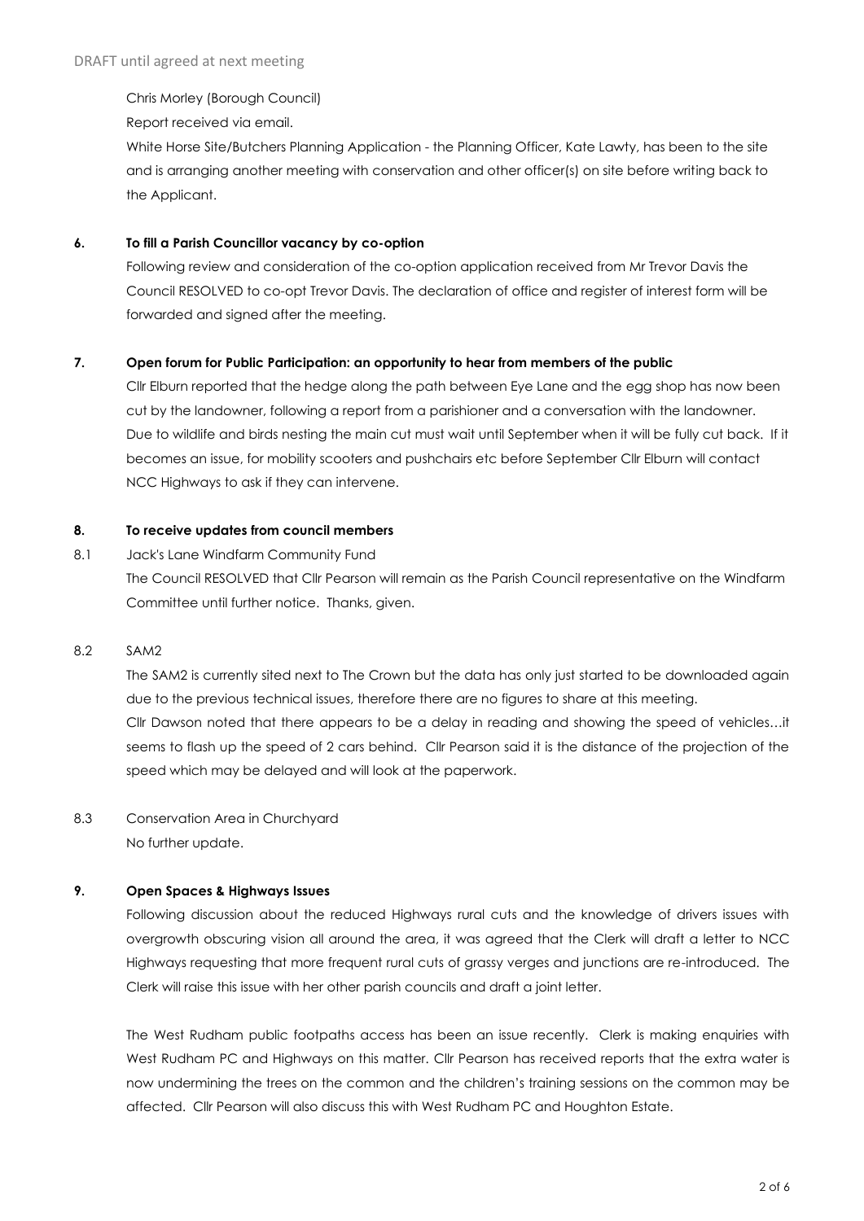Chris Morley (Borough Council)

Report received via email.

White Horse Site/Butchers Planning Application - the Planning Officer, Kate Lawty, has been to the site and is arranging another meeting with conservation and other officer(s) on site before writing back to the Applicant.

**6. To fill a Parish Councillor vacancy by co-option**

Following review and consideration of the co-option application received from Mr Trevor Davis the Council RESOLVED to co-opt Trevor Davis. The declaration of office and register of interest form will be forwarded and signed after the meeting.

**7. Open forum for Public Participation: an opportunity to hear from members of the public**

Cllr Elburn reported that the hedge along the path between Eye Lane and the egg shop has now been cut by the landowner, following a report from a parishioner and a conversation with the landowner. Due to wildlife and birds nesting the main cut must wait until September when it will be fully cut back. If it becomes an issue, for mobility scooters and pushchairs etc before September Cllr Elburn will contact NCC Highways to ask if they can intervene.

**8. To receive updates from council members**

8.1 Jack's Lane Windfarm Community Fund

The Council RESOLVED that Cllr Pearson will remain as the Parish Council representative on the Windfarm Committee until further notice. Thanks, given.

8.2 SAM2

The SAM2 is currently sited next to The Crown but the data has only just started to be downloaded again due to the previous technical issues, therefore there are no figures to share at this meeting.

Cllr Dawson noted that there appears to be a delay in reading and showing the speed of vehicles…it seems to flash up the speed of 2 cars behind. Cllr Pearson said it is the distance of the projection of the speed which may be delayed and will look at the paperwork.

8.3 Conservation Area in Churchyard

No further update.

**9. Open Spaces & Highways Issues**

Following discussion about the reduced Highways rural cuts and the knowledge of drivers issues with overgrowth obscuring vision all around the area, it was agreed that the Clerk will draft a letter to NCC Highways requesting that more frequent rural cuts of grassy verges and junctions are re-introduced. The Clerk will raise this issue with her other parish councils and draft a joint letter.

The West Rudham public footpaths access has been an issue recently. Clerk is making enquiries with West Rudham PC and Highways on this matter. Cllr Pearson has received reports that the extra water is now undermining the trees on the common and the children's training sessions on the common may be affected. Cllr Pearson will also discuss this with West Rudham PC and Houghton Estate.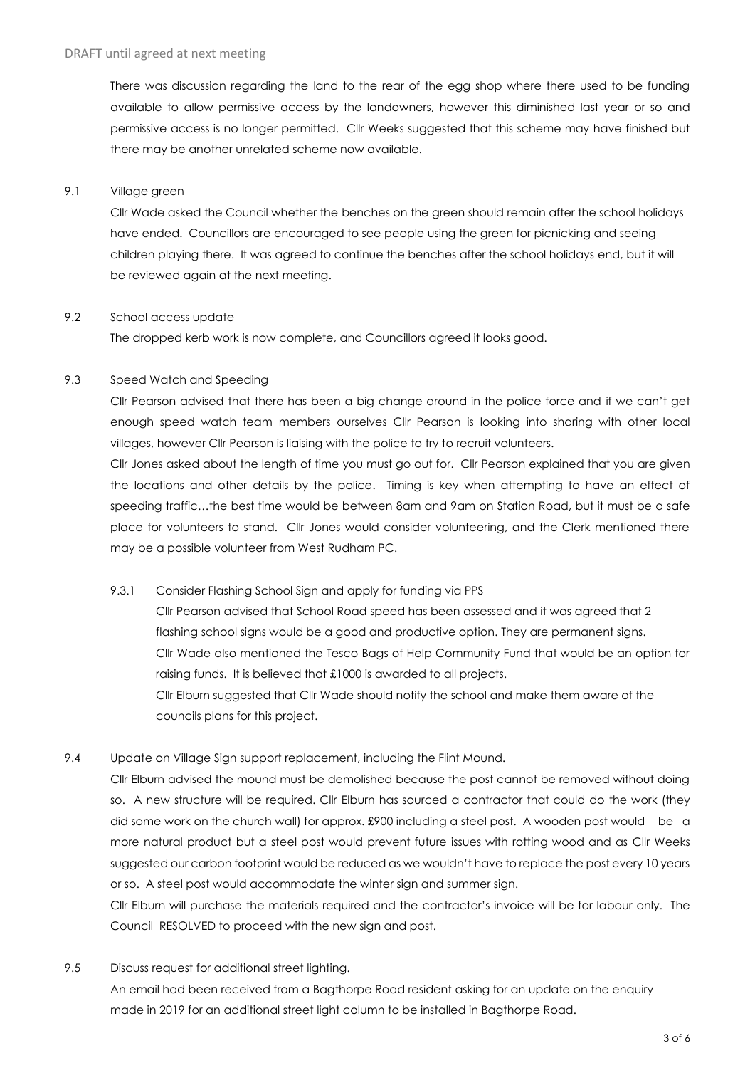There was discussion regarding the land to the rear of the egg shop where there used to be funding available to allow permissive access by the landowners, however this diminished last year or so and permissive access is no longer permitted. Cllr Weeks suggested that this scheme may have finished but there may be another unrelated scheme now available.

9.1 Village green

Cllr Wade asked the Council whether the benches on the green should remain after the school holidays have ended. Councillors are encouraged to see people using the green for picnicking and seeing children playing there. It was agreed to continue the benches after the school holidays end, but it will be reviewed again at the next meeting.

9.2 School access update

The dropped kerb work is now complete, and Councillors agreed it looks good.

9.3 Speed Watch and Speeding

Cllr Pearson advised that there has been a big change around in the police force and if we can't get enough speed watch team members ourselves Cllr Pearson is looking into sharing with other local villages, however Cllr Pearson is liaising with the police to try to recruit volunteers.

Cllr Jones asked about the length of time you must go out for. Cllr Pearson explained that you are given the locations and other details by the police. Timing is key when attempting to have an effect of speeding traffic…the best time would be between 8am and 9am on Station Road, but it must be a safe place for volunteers to stand. Cllr Jones would consider volunteering, and the Clerk mentioned there may be a possible volunteer from West Rudham PC.

9.3.1 Consider Flashing School Sign and apply for funding via PPS

Cllr Pearson advised that School Road speed has been assessed and it was agreed that 2 flashing school signs would be a good and productive option. They are permanent signs.

Cllr Wade also mentioned the Tesco Bags of Help Community Fund that would be an option for raising funds. It is believed that £1000 is awarded to all projects.

Cllr Elburn suggested that Cllr Wade should notify the school and make them aware of the councils plans for this project.

9.4 Update on Village Sign support replacement, including the Flint Mound.

Cllr Elburn advised the mound must be demolished because the post cannot be removed without doing so. A new structure will be required. Cllr Elburn has sourced a contractor that could do the work (they did some work on the church wall) for approx. £900 including a steel post. A wooden post would be a more natural product but a steel post would prevent future issues with rotting wood and as Cllr Weeks suggested our carbon footprint would be reduced as we wouldn't have to replace the post every 10 years or so. A steel post would accommodate the winter sign and summer sign.

Cllr Elburn will purchase the materials required and the contractor's invoice will be for labour only. The Council RESOLVED to proceed with the new sign and post.

9.5 Discuss request for additional street lighting.

An email had been received from a Bagthorpe Road resident asking for an update on the enquiry made in 2019 for an additional street light column to be installed in Bagthorpe Road.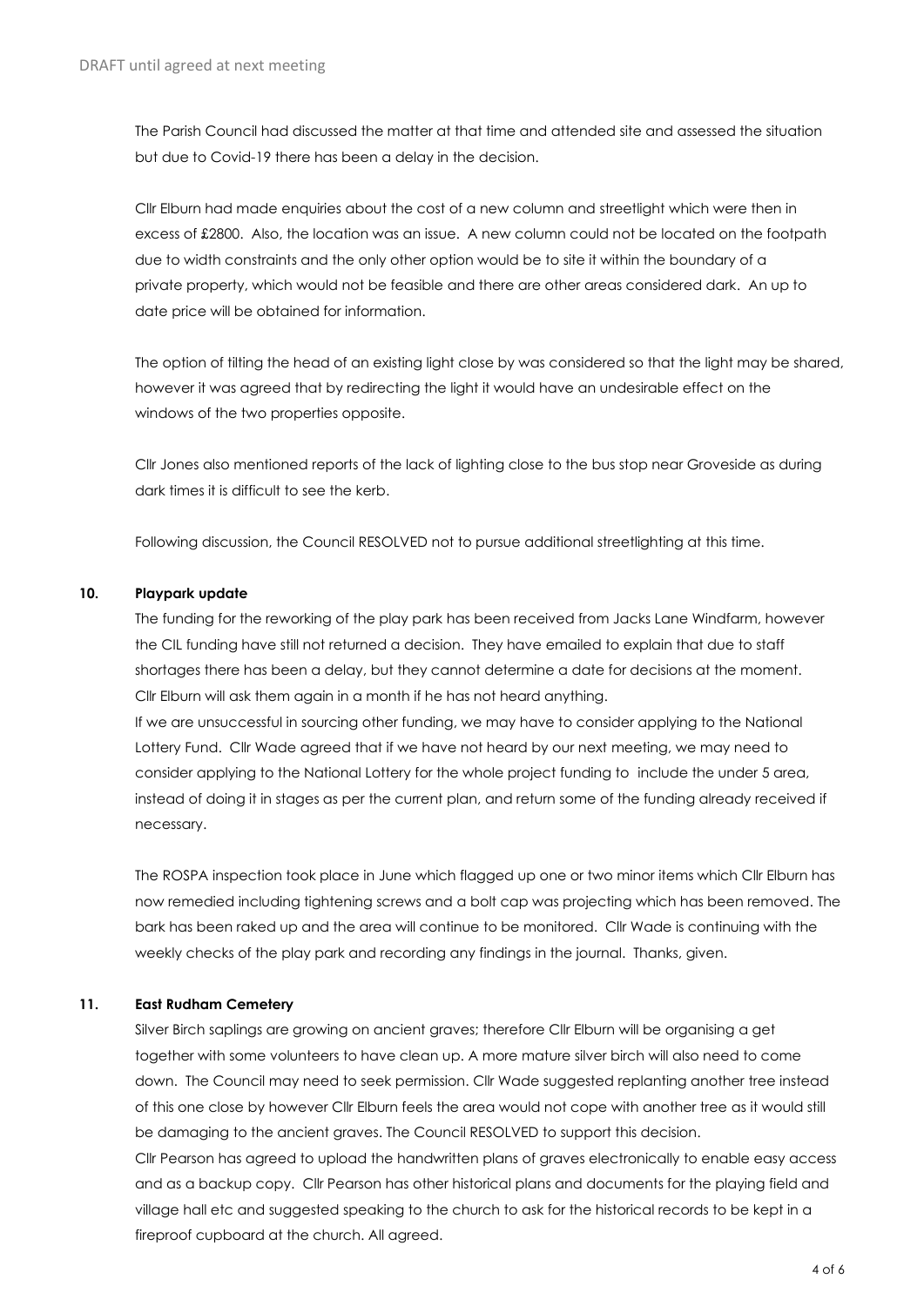The Parish Council had discussed the matter at that time and attended site and assessed the situation but due to Covid-19 there has been a delay in the decision.

Cllr Elburn had made enquiries about the cost of a new column and streetlight which were then in excess of £2800. Also, the location was an issue. A new column could not be located on the footpath due to width constraints and the only other option would be to site it within the boundary of a private property, which would not be feasible and there are other areas considered dark. An up to date price will be obtained for information.

The option of tilting the head of an existing light close by was considered so that the light may be shared, however it was agreed that by redirecting the light it would have an undesirable effect on the windows of the two properties opposite.

Cllr Jones also mentioned reports of the lack of lighting close to the bus stop near Groveside as during dark times it is difficult to see the kerb.

Following discussion, the Council RESOLVED not to pursue additional streetlighting at this time.

**10. Playpark update**

The funding for the reworking of the play park has been received from Jacks Lane Windfarm, however the CIL funding have still not returned a decision. They have emailed to explain that due to staff shortages there has been a delay, but they cannot determine a date for decisions at the moment. Cllr Elburn will ask them again in a month if he has not heard anything.

If we are unsuccessful in sourcing other funding, we may have to consider applying to the National Lottery Fund. Cllr Wade agreed that if we have not heard by our next meeting, we may need to consider applying to the National Lottery for the whole project funding to include the under 5 area, instead of doing it in stages as per the current plan, and return some of the funding already received if necessary.

The ROSPA inspection took place in June which flagged up one or two minor items which Cllr Elburn has now remedied including tightening screws and a bolt cap was projecting which has been removed. The bark has been raked up and the area will continue to be monitored. Cllr Wade is continuing with the weekly checks of the play park and recording any findings in the journal. Thanks, given.

**11. East Rudham Cemetery**

Silver Birch saplings are growing on ancient graves; therefore Cllr Elburn will be organising a get together with some volunteers to have clean up. A more mature silver birch will also need to come down. The Council may need to seek permission. Cllr Wade suggested replanting another tree instead of this one close by however Cllr Elburn feels the area would not cope with another tree as it would still be damaging to the ancient graves. The Council RESOLVED to support this decision.

Cllr Pearson has agreed to upload the handwritten plans of graves electronically to enable easy access and as a backup copy. Cllr Pearson has other historical plans and documents for the playing field and village hall etc and suggested speaking to the church to ask for the historical records to be kept in a fireproof cupboard at the church. All agreed.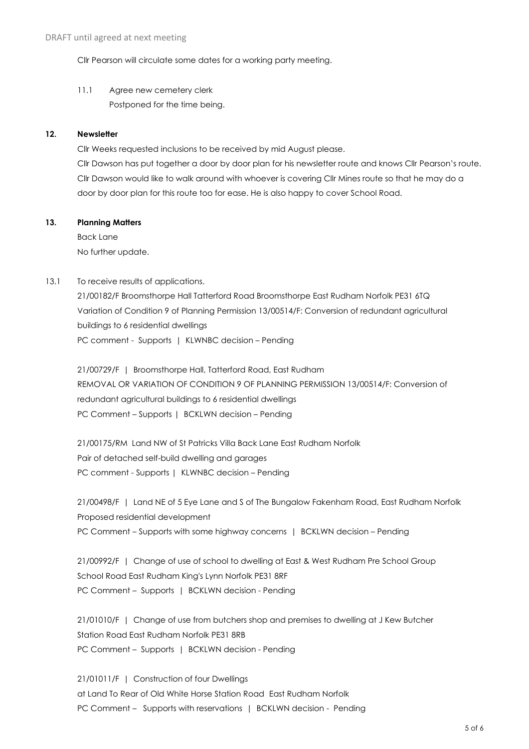Cllr Pearson will circulate some dates for a working party meeting.

11.1 Agree new cemetery clerk
Postponed for the time being.

### 12. Newsletter

Cllr Weeks requested inclusions to be received by mid August please.
Cllr Dawson has put together a door by door plan for his newsletter route and knows Cllr Pearson's route. Cllr Dawson would like to walk around with whoever is covering Cllr Mines route so that he may do a door by door plan for this route too for ease. He is also happy to cover School Road.

### 13. Planning Matters

Back Lane
No further update.

13.1 To receive results of applications.

21/00182/F Broomsthorpe Hall Tatterford Road Broomsthorpe East Rudham Norfolk PE31 6TQ
Variation of Condition 9 of Planning Permission 13/00514/F: Conversion of redundant agricultural buildings to 6 residential dwellings
PC comment - Supports | KLWNBC decision – Pending

21/00729/F | Broomsthorpe Hall, Tatterford Road, East Rudham
REMOVAL OR VARIATION OF CONDITION 9 OF PLANNING PERMISSION 13/00514/F: Conversion of redundant agricultural buildings to 6 residential dwellings
PC Comment – Supports | BCKLWN decision – Pending

21/00175/RM Land NW of St Patricks Villa Back Lane East Rudham Norfolk
Pair of detached self-build dwelling and garages
PC comment - Supports | KLWNBC decision – Pending

21/00498/F | Land NE of 5 Eye Lane and S of The Bungalow Fakenham Road, East Rudham Norfolk
Proposed residential development
PC Comment – Supports with some highway concerns | BCKLWN decision – Pending

21/00992/F | Change of use of school to dwelling at East & West Rudham Pre School Group School Road East Rudham King's Lynn Norfolk PE31 8RF
PC Comment – Supports | BCKLWN decision - Pending

21/01010/F | Change of use from butchers shop and premises to dwelling at J Kew Butcher Station Road East Rudham Norfolk PE31 8RB
PC Comment – Supports | BCKLWN decision - Pending

21/01011/F | Construction of four Dwellings
at Land To Rear of Old White Horse Station Road East Rudham Norfolk
PC Comment – Supports with reservations | BCKLWN decision - Pending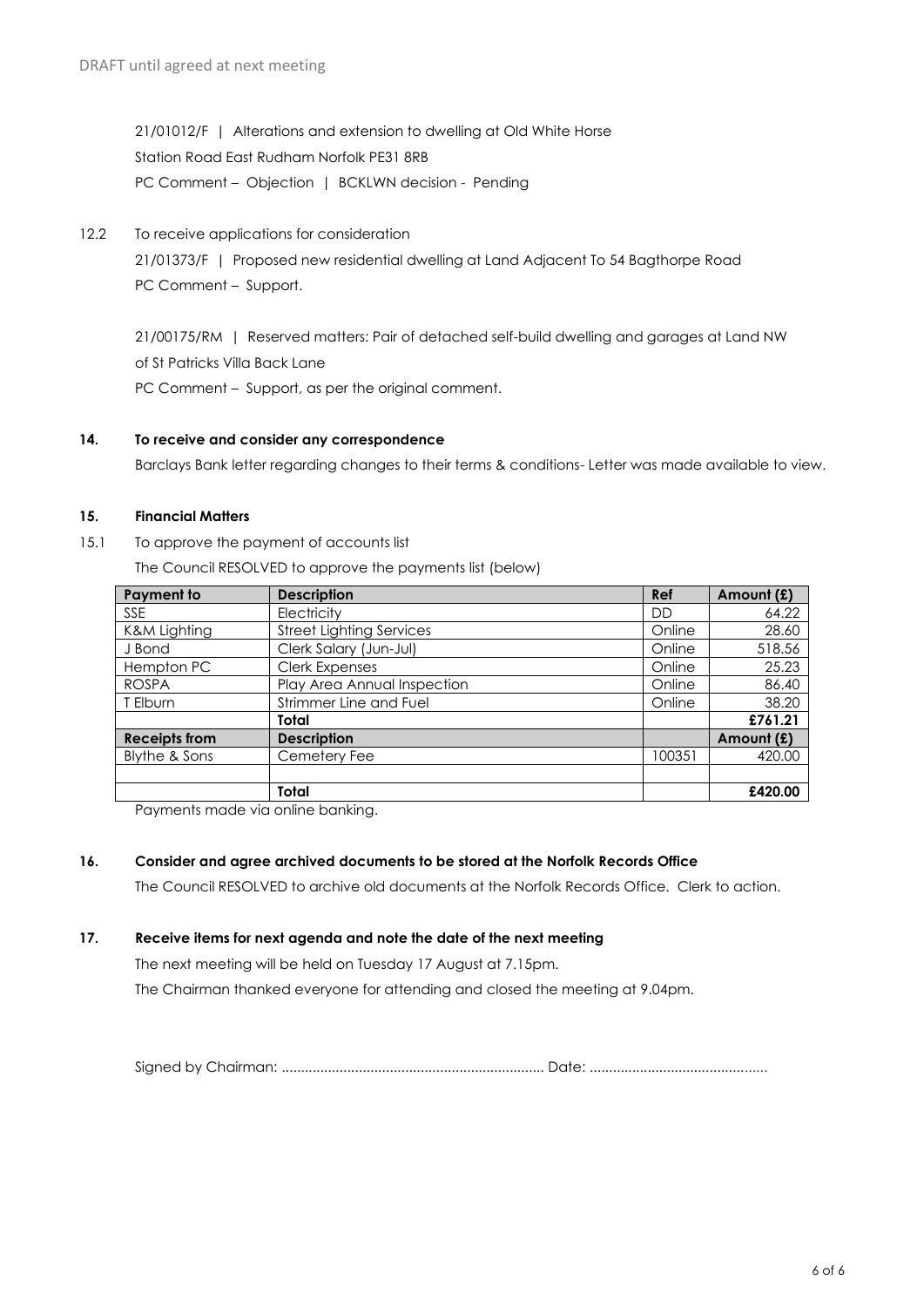21/01012/F | Alterations and extension to dwelling at Old White Horse Station Road East Rudham Norfolk PE31 8RB

PC Comment – Objection | BCKLWN decision - Pending

12.2 To receive applications for consideration

21/01373/F | Proposed new residential dwelling at Land Adjacent To 54 Bagthorpe Road

PC Comment – Support.

21/00175/RM | Reserved matters: Pair of detached self-build dwelling and garages at Land NW of St Patricks Villa Back Lane

PC Comment – Support, as per the original comment.

## 14. To receive and consider any correspondence

Barclays Bank letter regarding changes to their terms & conditions- Letter was made available to view.

## 15. Financial Matters

15.1 To approve the payment of accounts list

The Council RESOLVED to approve the payments list (below)

| Payment to | Description | Ref | Amount (£) |
|---|---|---|---|
| SSE | Electricity | DD | 64.22 |
| K&M Lighting | Street Lighting Services | Online | 28.60 |
| J Bond | Clerk Salary (Jun-Jul) | Online | 518.56 |
| Hempton PC | Clerk Expenses | Online | 25.23 |
| ROSPA | Play Area Annual Inspection | Online | 86.40 |
| T Elburn | Strimmer Line and Fuel | Online | 38.20 |
| | **Total** | | **£761.21** |
| **Receipts from** | **Description** | | **Amount (£)** |
| Blythe & Sons | Cemetery Fee | 100351 | 420.00 |
| | | | |
| | **Total** | | **£420.00** |

Payments made via online banking.

## 16. Consider and agree archived documents to be stored at the Norfolk Records Office

The Council RESOLVED to archive old documents at the Norfolk Records Office. Clerk to action.

## 17. Receive items for next agenda and note the date of the next meeting

The next meeting will be held on Tuesday 17 August at 7.15pm.

The Chairman thanked everyone for attending and closed the meeting at 9.04pm.

Signed by Chairman: .................................................................... Date: .............................................